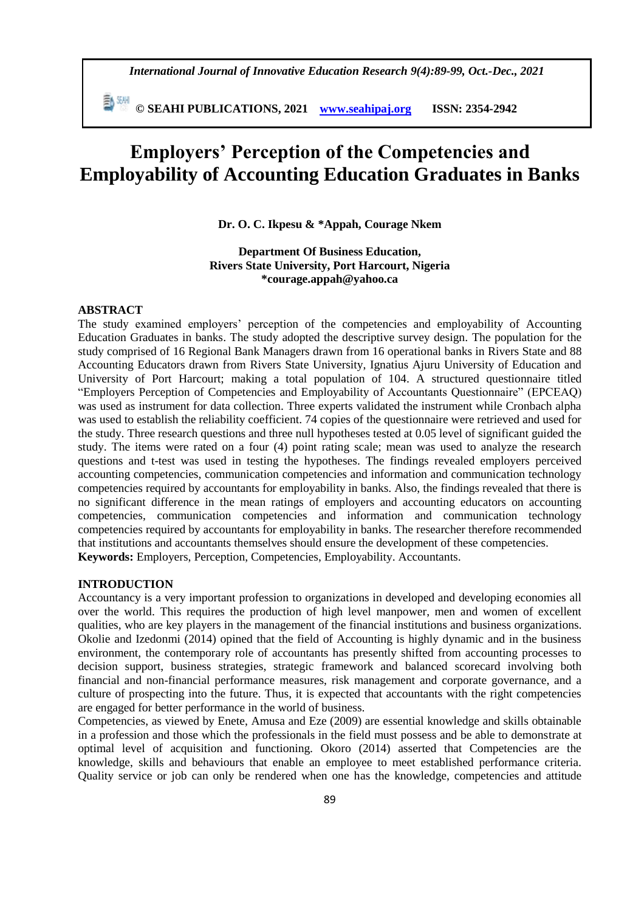# Employers' Perception of the Competencies and Employability of Accounting Education Graduates in Banks

**Dr. O. C. Ikpesu & *Appah, Courage Nkem**

**Department Of Business Education,**
**Rivers State University, Port Harcourt, Nigeria**
***courage.appah@yahoo.ca**

## ABSTRACT

The study examined employers' perception of the competencies and employability of Accounting Education Graduates in banks. The study adopted the descriptive survey design. The population for the study comprised of 16 Regional Bank Managers drawn from 16 operational banks in Rivers State and 88 Accounting Educators drawn from Rivers State University, Ignatius Ajuru University of Education and University of Port Harcourt; making a total population of 104. A structured questionnaire titled "Employers Perception of Competencies and Employability of Accountants Questionnaire" (EPCEAQ) was used as instrument for data collection. Three experts validated the instrument while Cronbach alpha was used to establish the reliability coefficient. 74 copies of the questionnaire were retrieved and used for the study. Three research questions and three null hypotheses tested at 0.05 level of significant guided the study. The items were rated on a four (4) point rating scale; mean was used to analyze the research questions and t-test was used in testing the hypotheses. The findings revealed employers perceived accounting competencies, communication competencies and information and communication technology competencies required by accountants for employability in banks. Also, the findings revealed that there is no significant difference in the mean ratings of employers and accounting educators on accounting competencies, communication competencies and information and communication technology competencies required by accountants for employability in banks. The researcher therefore recommended that institutions and accountants themselves should ensure the development of these competencies.

**Keywords:** Employers, Perception, Competencies, Employability. Accountants.

## INTRODUCTION

Accountancy is a very important profession to organizations in developed and developing economies all over the world. This requires the production of high level manpower, men and women of excellent qualities, who are key players in the management of the financial institutions and business organizations. Okolie and Izedonmi (2014) opined that the field of Accounting is highly dynamic and in the business environment, the contemporary role of accountants has presently shifted from accounting processes to decision support, business strategies, strategic framework and balanced scorecard involving both financial and non-financial performance measures, risk management and corporate governance, and a culture of prospecting into the future. Thus, it is expected that accountants with the right competencies are engaged for better performance in the world of business.

Competencies, as viewed by Enete, Amusa and Eze (2009) are essential knowledge and skills obtainable in a profession and those which the professionals in the field must possess and be able to demonstrate at optimal level of acquisition and functioning. Okoro (2014) asserted that Competencies are the knowledge, skills and behaviours that enable an employee to meet established performance criteria. Quality service or job can only be rendered when one has the knowledge, competencies and attitude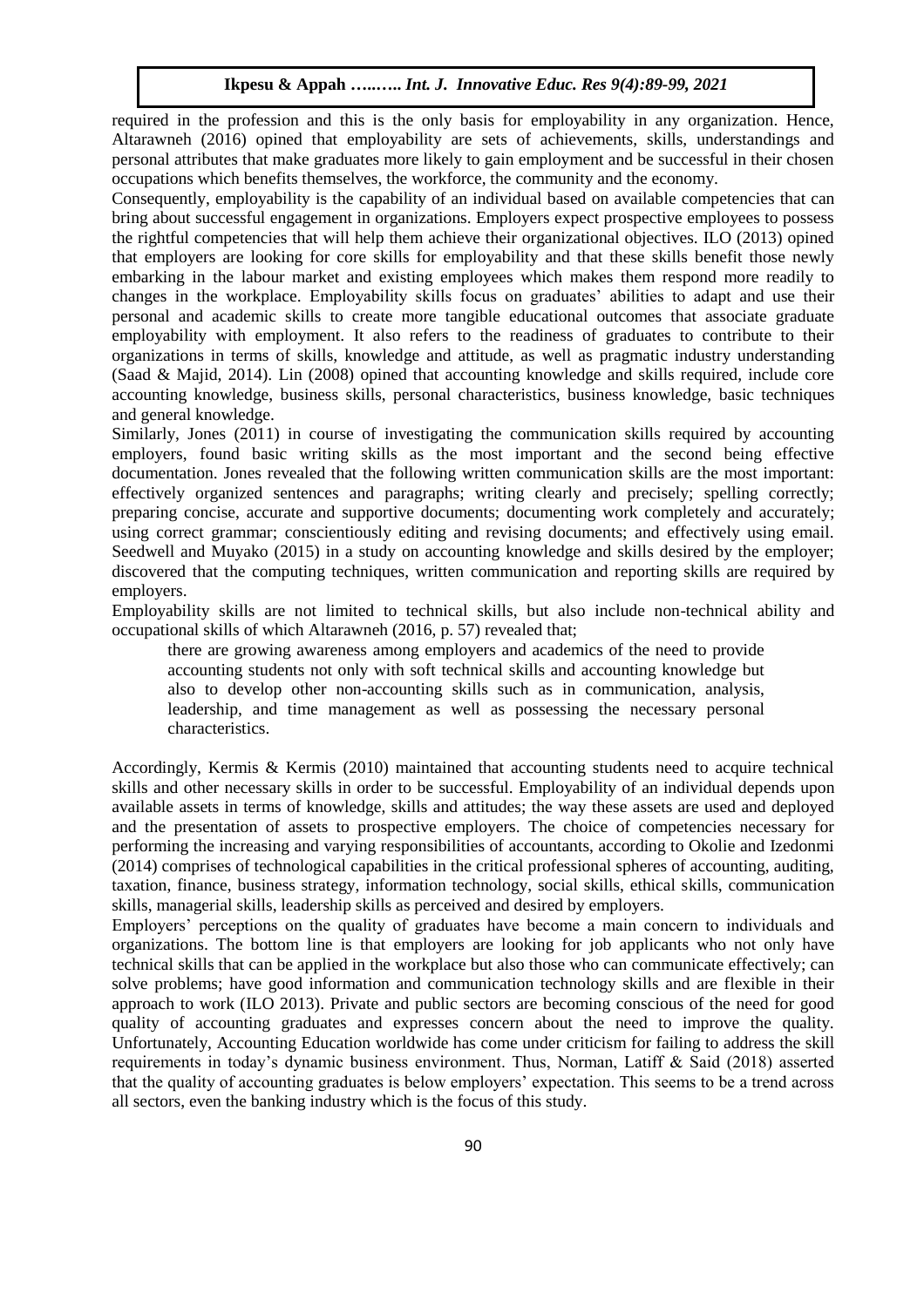required in the profession and this is the only basis for employability in any organization. Hence, Altarawneh (2016) opined that employability are sets of achievements, skills, understandings and personal attributes that make graduates more likely to gain employment and be successful in their chosen occupations which benefits themselves, the workforce, the community and the economy.

Consequently, employability is the capability of an individual based on available competencies that can bring about successful engagement in organizations. Employers expect prospective employees to possess the rightful competencies that will help them achieve their organizational objectives. ILO (2013) opined that employers are looking for core skills for employability and that these skills benefit those newly embarking in the labour market and existing employees which makes them respond more readily to changes in the workplace. Employability skills focus on graduates' abilities to adapt and use their personal and academic skills to create more tangible educational outcomes that associate graduate employability with employment. It also refers to the readiness of graduates to contribute to their organizations in terms of skills, knowledge and attitude, as well as pragmatic industry understanding (Saad & Majid, 2014). Lin (2008) opined that accounting knowledge and skills required, include core accounting knowledge, business skills, personal characteristics, business knowledge, basic techniques and general knowledge.

Similarly, Jones (2011) in course of investigating the communication skills required by accounting employers, found basic writing skills as the most important and the second being effective documentation. Jones revealed that the following written communication skills are the most important: effectively organized sentences and paragraphs; writing clearly and precisely; spelling correctly; preparing concise, accurate and supportive documents; documenting work completely and accurately; using correct grammar; conscientiously editing and revising documents; and effectively using email. Seedwell and Muyako (2015) in a study on accounting knowledge and skills desired by the employer; discovered that the computing techniques, written communication and reporting skills are required by employers.

Employability skills are not limited to technical skills, but also include non-technical ability and occupational skills of which Altarawneh (2016, p. 57) revealed that;

> there are growing awareness among employers and academics of the need to provide accounting students not only with soft technical skills and accounting knowledge but also to develop other non-accounting skills such as in communication, analysis, leadership, and time management as well as possessing the necessary personal characteristics.

Accordingly, Kermis & Kermis (2010) maintained that accounting students need to acquire technical skills and other necessary skills in order to be successful. Employability of an individual depends upon available assets in terms of knowledge, skills and attitudes; the way these assets are used and deployed and the presentation of assets to prospective employers. The choice of competencies necessary for performing the increasing and varying responsibilities of accountants, according to Okolie and Izedonmi (2014) comprises of technological capabilities in the critical professional spheres of accounting, auditing, taxation, finance, business strategy, information technology, social skills, ethical skills, communication skills, managerial skills, leadership skills as perceived and desired by employers.

Employers' perceptions on the quality of graduates have become a main concern to individuals and organizations. The bottom line is that employers are looking for job applicants who not only have technical skills that can be applied in the workplace but also those who can communicate effectively; can solve problems; have good information and communication technology skills and are flexible in their approach to work (ILO 2013). Private and public sectors are becoming conscious of the need for good quality of accounting graduates and expresses concern about the need to improve the quality. Unfortunately, Accounting Education worldwide has come under criticism for failing to address the skill requirements in today's dynamic business environment. Thus, Norman, Latiff & Said (2018) asserted that the quality of accounting graduates is below employers' expectation. This seems to be a trend across all sectors, even the banking industry which is the focus of this study.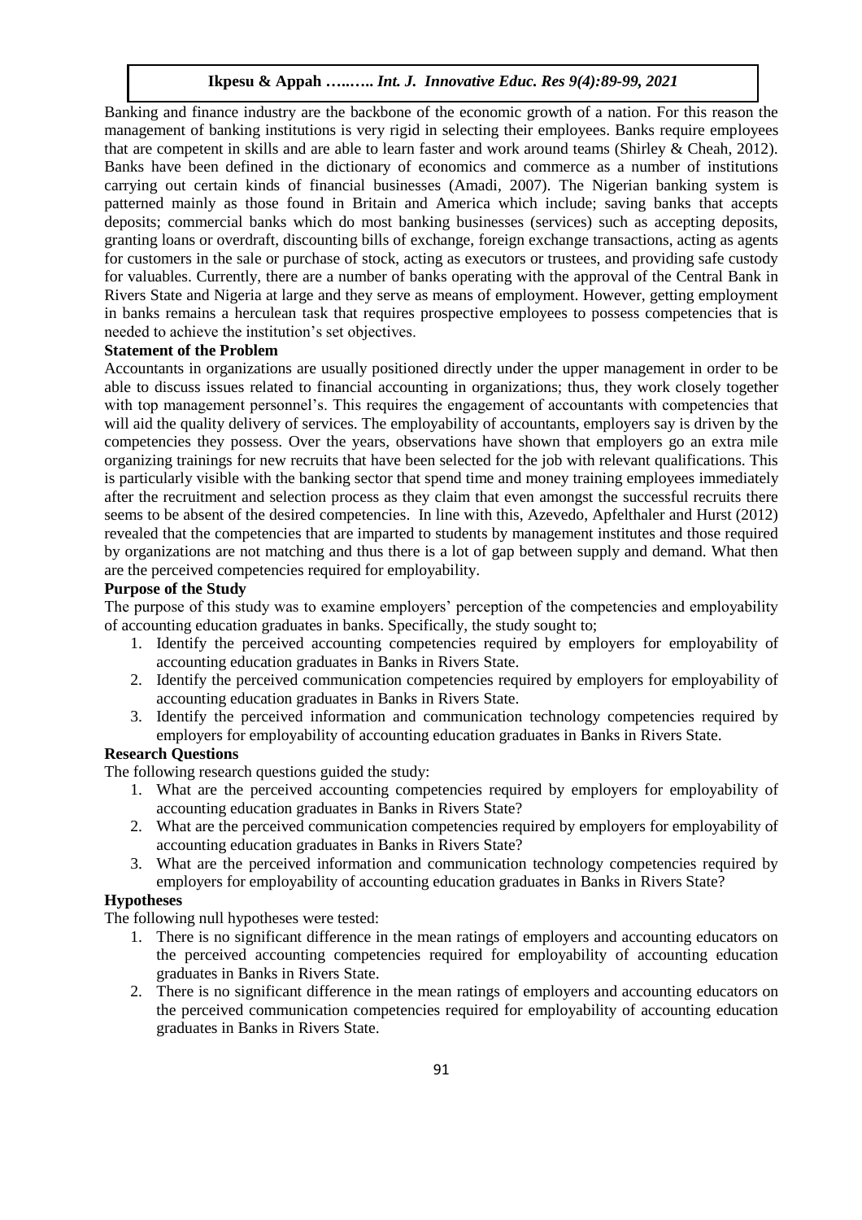Banking and finance industry are the backbone of the economic growth of a nation. For this reason the management of banking institutions is very rigid in selecting their employees. Banks require employees that are competent in skills and are able to learn faster and work around teams (Shirley & Cheah, 2012). Banks have been defined in the dictionary of economics and commerce as a number of institutions carrying out certain kinds of financial businesses (Amadi, 2007). The Nigerian banking system is patterned mainly as those found in Britain and America which include; saving banks that accepts deposits; commercial banks which do most banking businesses (services) such as accepting deposits, granting loans or overdraft, discounting bills of exchange, foreign exchange transactions, acting as agents for customers in the sale or purchase of stock, acting as executors or trustees, and providing safe custody for valuables. Currently, there are a number of banks operating with the approval of the Central Bank in Rivers State and Nigeria at large and they serve as means of employment. However, getting employment in banks remains a herculean task that requires prospective employees to possess competencies that is needed to achieve the institution's set objectives.

**Statement of the Problem**

Accountants in organizations are usually positioned directly under the upper management in order to be able to discuss issues related to financial accounting in organizations; thus, they work closely together with top management personnel's. This requires the engagement of accountants with competencies that will aid the quality delivery of services. The employability of accountants, employers say is driven by the competencies they possess. Over the years, observations have shown that employers go an extra mile organizing trainings for new recruits that have been selected for the job with relevant qualifications. This is particularly visible with the banking sector that spend time and money training employees immediately after the recruitment and selection process as they claim that even amongst the successful recruits there seems to be absent of the desired competencies. In line with this, Azevedo, Apfelthaler and Hurst (2012) revealed that the competencies that are imparted to students by management institutes and those required by organizations are not matching and thus there is a lot of gap between supply and demand. What then are the perceived competencies required for employability.

**Purpose of the Study**

The purpose of this study was to examine employers' perception of the competencies and employability of accounting education graduates in banks. Specifically, the study sought to;

1. Identify the perceived accounting competencies required by employers for employability of accounting education graduates in Banks in Rivers State.
2. Identify the perceived communication competencies required by employers for employability of accounting education graduates in Banks in Rivers State.
3. Identify the perceived information and communication technology competencies required by employers for employability of accounting education graduates in Banks in Rivers State.

**Research Questions**

The following research questions guided the study:

1. What are the perceived accounting competencies required by employers for employability of accounting education graduates in Banks in Rivers State?
2. What are the perceived communication competencies required by employers for employability of accounting education graduates in Banks in Rivers State?
3. What are the perceived information and communication technology competencies required by employers for employability of accounting education graduates in Banks in Rivers State?

**Hypotheses**

The following null hypotheses were tested:

1. There is no significant difference in the mean ratings of employers and accounting educators on the perceived accounting competencies required for employability of accounting education graduates in Banks in Rivers State.
2. There is no significant difference in the mean ratings of employers and accounting educators on the perceived communication competencies required for employability of accounting education graduates in Banks in Rivers State.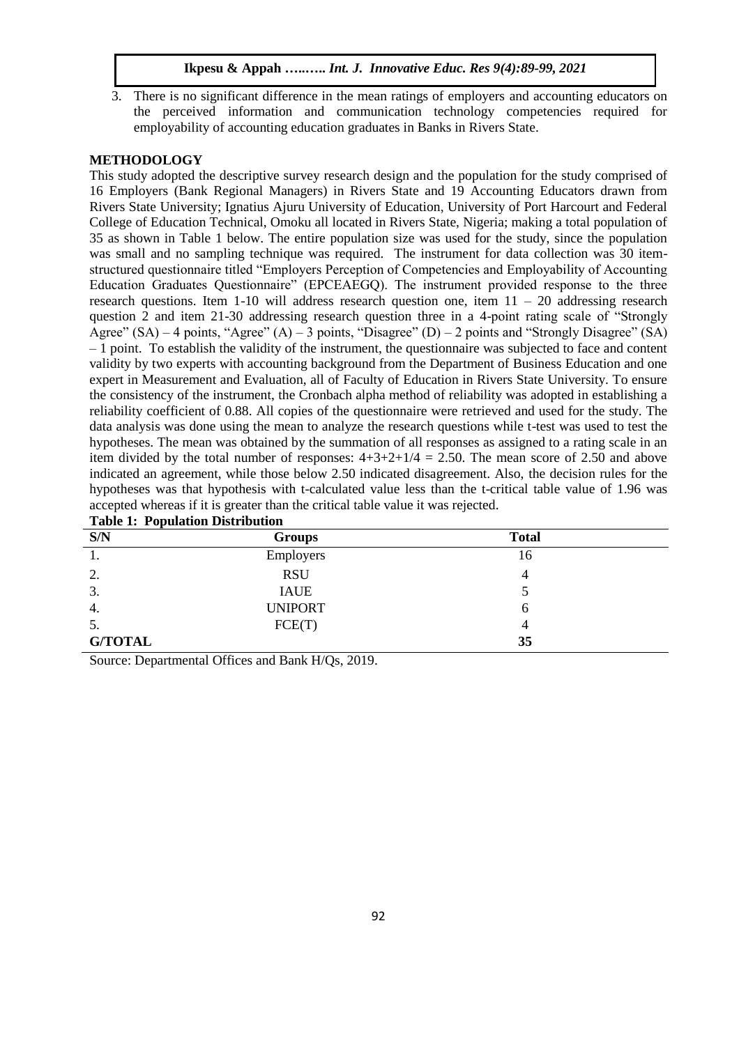3. There is no significant difference in the mean ratings of employers and accounting educators on the perceived information and communication technology competencies required for employability of accounting education graduates in Banks in Rivers State.

## METHODOLOGY

This study adopted the descriptive survey research design and the population for the study comprised of 16 Employers (Bank Regional Managers) in Rivers State and 19 Accounting Educators drawn from Rivers State University; Ignatius Ajuru University of Education, University of Port Harcourt and Federal College of Education Technical, Omoku all located in Rivers State, Nigeria; making a total population of 35 as shown in Table 1 below. The entire population size was used for the study, since the population was small and no sampling technique was required. The instrument for data collection was 30 item-structured questionnaire titled "Employers Perception of Competencies and Employability of Accounting Education Graduates Questionnaire" (EPCEAEGQ). The instrument provided response to the three research questions. Item 1-10 will address research question one, item 11 – 20 addressing research question 2 and item 21-30 addressing research question three in a 4-point rating scale of "Strongly Agree" (SA) – 4 points, "Agree" (A) – 3 points, "Disagree" (D) – 2 points and "Strongly Disagree" (SA) – 1 point. To establish the validity of the instrument, the questionnaire was subjected to face and content validity by two experts with accounting background from the Department of Business Education and one expert in Measurement and Evaluation, all of Faculty of Education in Rivers State University. To ensure the consistency of the instrument, the Cronbach alpha method of reliability was adopted in establishing a reliability coefficient of 0.88. All copies of the questionnaire were retrieved and used for the study. The data analysis was done using the mean to analyze the research questions while t-test was used to test the hypotheses. The mean was obtained by the summation of all responses as assigned to a rating scale in an item divided by the total number of responses: $4+3+2+1/4 = 2.50$. The mean score of 2.50 and above indicated an agreement, while those below 2.50 indicated disagreement. Also, the decision rules for the hypotheses was that hypothesis with t-calculated value less than the t-critical table value of 1.96 was accepted whereas if it is greater than the critical table value it was rejected.

**Table 1: Population Distribution**

| S/N | Groups | Total |
|---|---|---|
| 1. | Employers | 16 |
| 2. | RSU | 4 |
| 3. | IAUE | 5 |
| 4. | UNIPORT | 6 |
| 5. | FCE(T) | 4 |
| **G/TOTAL** | | **35** |

Source: Departmental Offices and Bank H/Qs, 2019.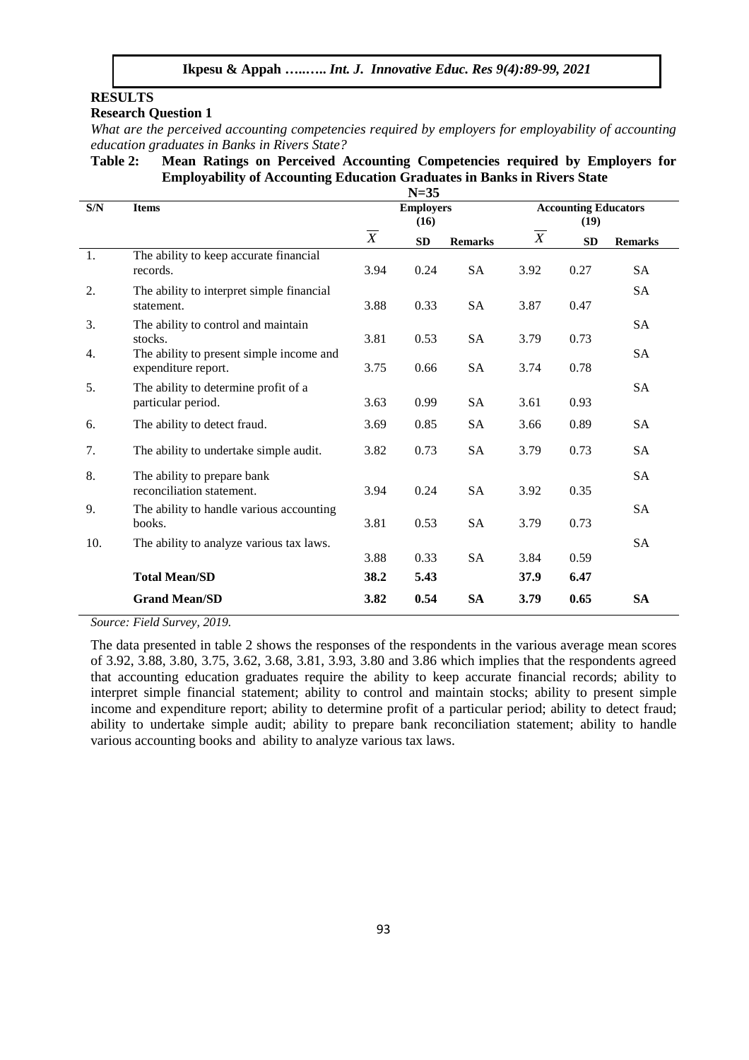## RESULTS

### Research Question 1

*What are the perceived accounting competencies required by employers for employability of accounting education graduates in Banks in Rivers State?*

**Table 2: Mean Ratings on Perceived Accounting Competencies required by Employers for Employability of Accounting Education Graduates in Banks in Rivers State**

**N=35**

| S/N | Items | Employers (16) | | | Accounting Educators (19) | | |
|---|---|---|---|---|---|---|---|
| | | $\overline{X}$ | SD | Remarks | $\overline{X}$ | SD | Remarks |
| 1. | The ability to keep accurate financial records. | 3.94 | 0.24 | SA | 3.92 | 0.27 | SA |
| 2. | The ability to interpret simple financial statement. | 3.88 | 0.33 | SA | 3.87 | 0.47 | SA |
| 3. | The ability to control and maintain stocks. | 3.81 | 0.53 | SA | 3.79 | 0.73 | SA |
| 4. | The ability to present simple income and expenditure report. | 3.75 | 0.66 | SA | 3.74 | 0.78 | SA |
| 5. | The ability to determine profit of a particular period. | 3.63 | 0.99 | SA | 3.61 | 0.93 | SA |
| 6. | The ability to detect fraud. | 3.69 | 0.85 | SA | 3.66 | 0.89 | SA |
| 7. | The ability to undertake simple audit. | 3.82 | 0.73 | SA | 3.79 | 0.73 | SA |
| 8. | The ability to prepare bank reconciliation statement. | 3.94 | 0.24 | SA | 3.92 | 0.35 | SA |
| 9. | The ability to handle various accounting books. | 3.81 | 0.53 | SA | 3.79 | 0.73 | SA |
| 10. | The ability to analyze various tax laws. | 3.88 | 0.33 | SA | 3.84 | 0.59 | SA |
| | **Total Mean/SD** | **38.2** | **5.43** | | **37.9** | **6.47** | |
| | **Grand Mean/SD** | **3.82** | **0.54** | **SA** | **3.79** | **0.65** | **SA** |

*Source: Field Survey, 2019.*

The data presented in table 2 shows the responses of the respondents in the various average mean scores of 3.92, 3.88, 3.80, 3.75, 3.62, 3.68, 3.81, 3.93, 3.80 and 3.86 which implies that the respondents agreed that accounting education graduates require the ability to keep accurate financial records; ability to interpret simple financial statement; ability to control and maintain stocks; ability to present simple income and expenditure report; ability to determine profit of a particular period; ability to detect fraud; ability to undertake simple audit; ability to prepare bank reconciliation statement; ability to handle various accounting books and ability to analyze various tax laws.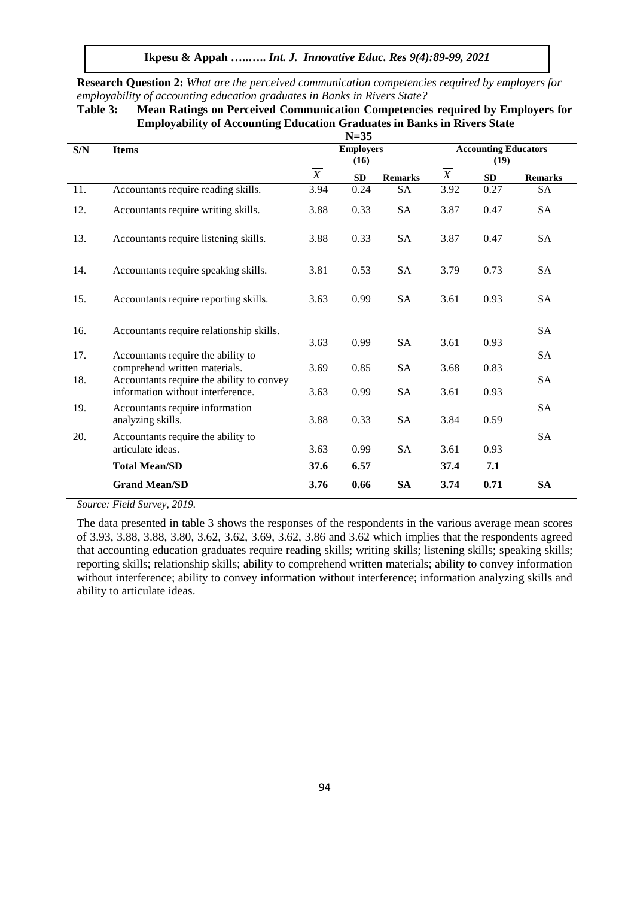**Research Question 2:** *What are the perceived communication competencies required by employers for employability of accounting education graduates in Banks in Rivers State?*

**Table 3: Mean Ratings on Perceived Communication Competencies required by Employers for Employability of Accounting Education Graduates in Banks in Rivers State**

**N=35**

| S/N | Items | Employers (16) | | | Accounting Educators (19) | | |
|---|---|---|---|---|---|---|---|
| | | $\overline{X}$ | SD | Remarks | $\overline{X}$ | SD | Remarks |
| 11. | Accountants require reading skills. | 3.94 | 0.24 | SA | 3.92 | 0.27 | SA |
| 12. | Accountants require writing skills. | 3.88 | 0.33 | SA | 3.87 | 0.47 | SA |
| 13. | Accountants require listening skills. | 3.88 | 0.33 | SA | 3.87 | 0.47 | SA |
| 14. | Accountants require speaking skills. | 3.81 | 0.53 | SA | 3.79 | 0.73 | SA |
| 15. | Accountants require reporting skills. | 3.63 | 0.99 | SA | 3.61 | 0.93 | SA |
| 16. | Accountants require relationship skills. | 3.63 | 0.99 | SA | 3.61 | 0.93 | SA |
| 17. | Accountants require the ability to comprehend written materials. | 3.69 | 0.85 | SA | 3.68 | 0.83 | SA |
| 18. | Accountants require the ability to convey information without interference. | 3.63 | 0.99 | SA | 3.61 | 0.93 | SA |
| 19. | Accountants require information analyzing skills. | 3.88 | 0.33 | SA | 3.84 | 0.59 | SA |
| 20. | Accountants require the ability to articulate ideas. | 3.63 | 0.99 | SA | 3.61 | 0.93 | SA |
| | **Total Mean/SD** | **37.6** | **6.57** | | **37.4** | **7.1** | |
| | **Grand Mean/SD** | **3.76** | **0.66** | **SA** | **3.74** | **0.71** | **SA** |

*Source: Field Survey, 2019.*

The data presented in table 3 shows the responses of the respondents in the various average mean scores of 3.93, 3.88, 3.88, 3.80, 3.62, 3.62, 3.69, 3.62, 3.86 and 3.62 which implies that the respondents agreed that accounting education graduates require reading skills; writing skills; listening skills; speaking skills; reporting skills; relationship skills; ability to comprehend written materials; ability to convey information without interference; ability to convey information without interference; information analyzing skills and ability to articulate ideas.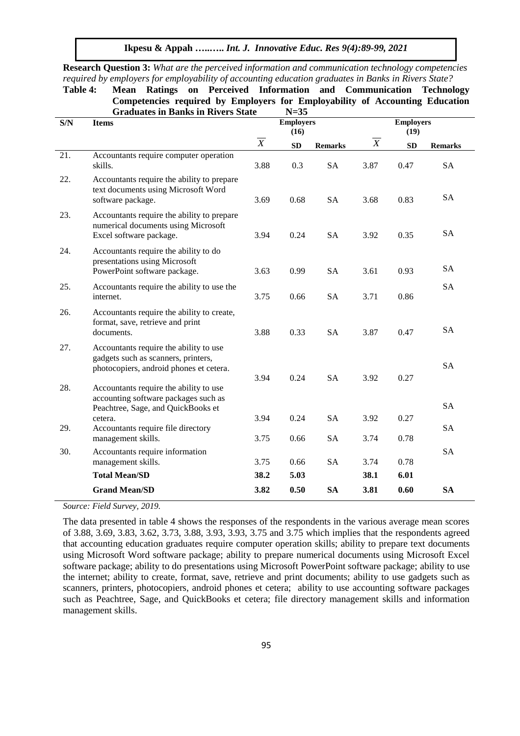**Research Question 3:** *What are the perceived information and communication technology competencies required by employers for employability of accounting education graduates in Banks in Rivers State?*

**Table 4: Mean Ratings on Perceived Information and Communication Technology Competencies required by Employers for Employability of Accounting Education Graduates in Banks in Rivers State N=35**

| S/N | Items | Employers (16) | | | Employers (19) | | |
|---|---|---|---|---|---|---|---|
| | | $\overline{X}$ | SD | Remarks | $\overline{X}$ | SD | Remarks |
| 21. | Accountants require computer operation skills. | 3.88 | 0.3 | SA | 3.87 | 0.47 | SA |
| 22. | Accountants require the ability to prepare text documents using Microsoft Word software package. | 3.69 | 0.68 | SA | 3.68 | 0.83 | SA |
| 23. | Accountants require the ability to prepare numerical documents using Microsoft Excel software package. | 3.94 | 0.24 | SA | 3.92 | 0.35 | SA |
| 24. | Accountants require the ability to do presentations using Microsoft PowerPoint software package. | 3.63 | 0.99 | SA | 3.61 | 0.93 | SA |
| 25. | Accountants require the ability to use the internet. | 3.75 | 0.66 | SA | 3.71 | 0.86 | SA |
| 26. | Accountants require the ability to create, format, save, retrieve and print documents. | 3.88 | 0.33 | SA | 3.87 | 0.47 | SA |
| 27. | Accountants require the ability to use gadgets such as scanners, printers, photocopiers, android phones et cetera. | 3.94 | 0.24 | SA | 3.92 | 0.27 | SA |
| 28. | Accountants require the ability to use accounting software packages such as Peachtree, Sage, and QuickBooks et cetera. | 3.94 | 0.24 | SA | 3.92 | 0.27 | SA |
| 29. | Accountants require file directory management skills. | 3.75 | 0.66 | SA | 3.74 | 0.78 | SA |
| 30. | Accountants require information management skills. | 3.75 | 0.66 | SA | 3.74 | 0.78 | SA |
| | **Total Mean/SD** | **38.2** | **5.03** | | **38.1** | **6.01** | |
| | **Grand Mean/SD** | **3.82** | **0.50** | **SA** | **3.81** | **0.60** | **SA** |

*Source: Field Survey, 2019.*

The data presented in table 4 shows the responses of the respondents in the various average mean scores of 3.88, 3.69, 3.83, 3.62, 3.73, 3.88, 3.93, 3.93, 3.75 and 3.75 which implies that the respondents agreed that accounting education graduates require computer operation skills; ability to prepare text documents using Microsoft Word software package; ability to prepare numerical documents using Microsoft Excel software package; ability to do presentations using Microsoft PowerPoint software package; ability to use the internet; ability to create, format, save, retrieve and print documents; ability to use gadgets such as scanners, printers, photocopiers, android phones et cetera; ability to use accounting software packages such as Peachtree, Sage, and QuickBooks et cetera; file directory management skills and information management skills.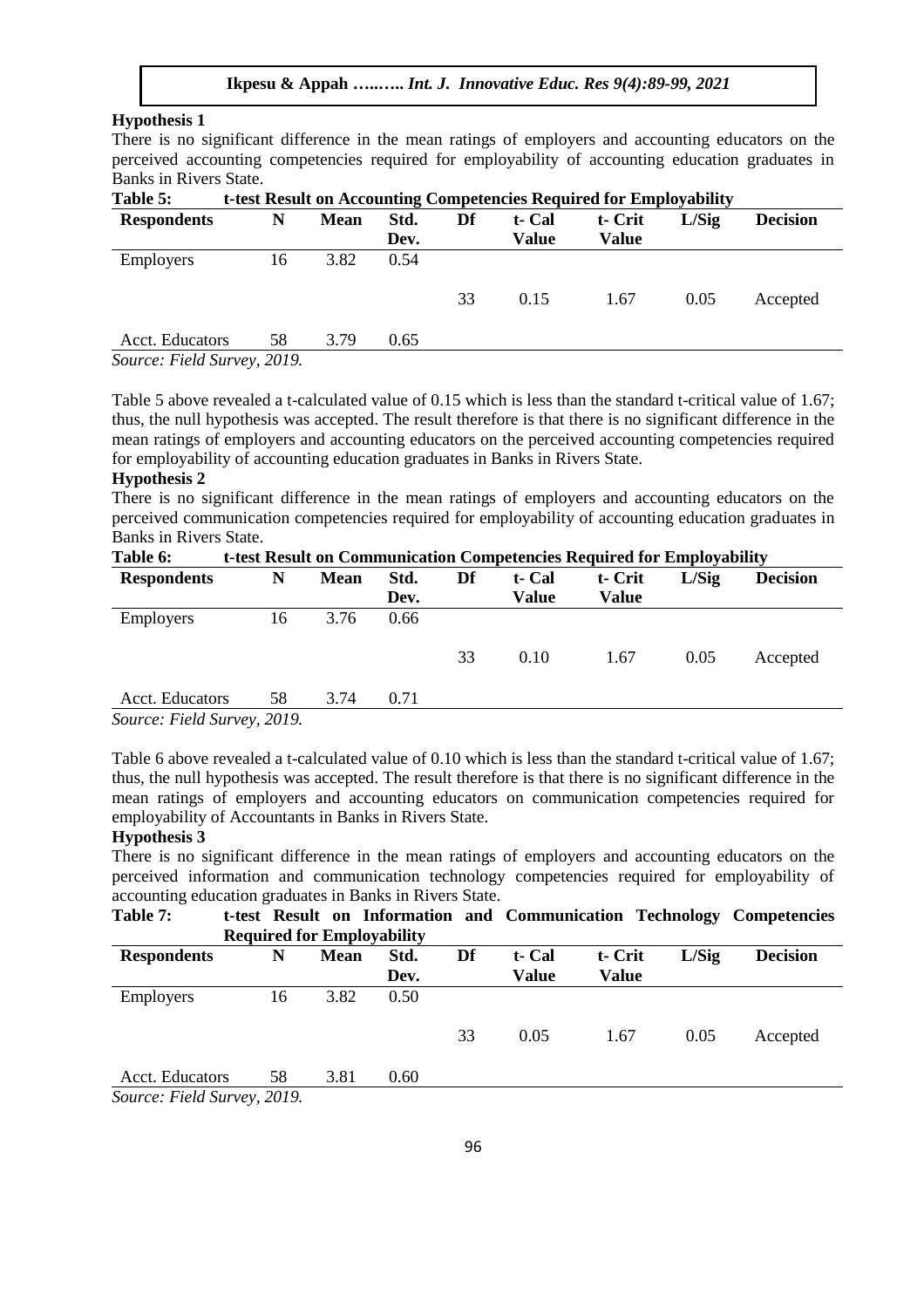### Hypothesis 1

There is no significant difference in the mean ratings of employers and accounting educators on the perceived accounting competencies required for employability of accounting education graduates in Banks in Rivers State.

**Table 5: t-test Result on Accounting Competencies Required for Employability**

| Respondents | N | Mean | Std. Dev. | Df | t- Cal Value | t- Crit Value | L/Sig | Decision |
|---|---|---|---|---|---|---|---|---|
| Employers | 16 | 3.82 | 0.54 | | | | | |
| | | | | 33 | 0.15 | 1.67 | 0.05 | Accepted |
| Acct. Educators | 58 | 3.79 | 0.65 | | | | | |

*Source: Field Survey, 2019.*

Table 5 above revealed a t-calculated value of 0.15 which is less than the standard t-critical value of 1.67; thus, the null hypothesis was accepted. The result therefore is that there is no significant difference in the mean ratings of employers and accounting educators on the perceived accounting competencies required for employability of accounting education graduates in Banks in Rivers State.

### Hypothesis 2

There is no significant difference in the mean ratings of employers and accounting educators on the perceived communication competencies required for employability of accounting education graduates in Banks in Rivers State.

**Table 6: t-test Result on Communication Competencies Required for Employability**

| Respondents | N | Mean | Std. Dev. | Df | t- Cal Value | t- Crit Value | L/Sig | Decision |
|---|---|---|---|---|---|---|---|---|
| Employers | 16 | 3.76 | 0.66 | | | | | |
| | | | | 33 | 0.10 | 1.67 | 0.05 | Accepted |
| Acct. Educators | 58 | 3.74 | 0.71 | | | | | |

*Source: Field Survey, 2019.*

Table 6 above revealed a t-calculated value of 0.10 which is less than the standard t-critical value of 1.67; thus, the null hypothesis was accepted. The result therefore is that there is no significant difference in the mean ratings of employers and accounting educators on communication competencies required for employability of Accountants in Banks in Rivers State.

### Hypothesis 3

There is no significant difference in the mean ratings of employers and accounting educators on the perceived information and communication technology competencies required for employability of accounting education graduates in Banks in Rivers State.

**Table 7: t-test Result on Information and Communication Technology Competencies Required for Employability**

| Respondents | N | Mean | Std. Dev. | Df | t- Cal Value | t- Crit Value | L/Sig | Decision |
|---|---|---|---|---|---|---|---|---|
| Employers | 16 | 3.82 | 0.50 | | | | | |
| | | | | 33 | 0.05 | 1.67 | 0.05 | Accepted |
| Acct. Educators | 58 | 3.81 | 0.60 | | | | | |

*Source: Field Survey, 2019.*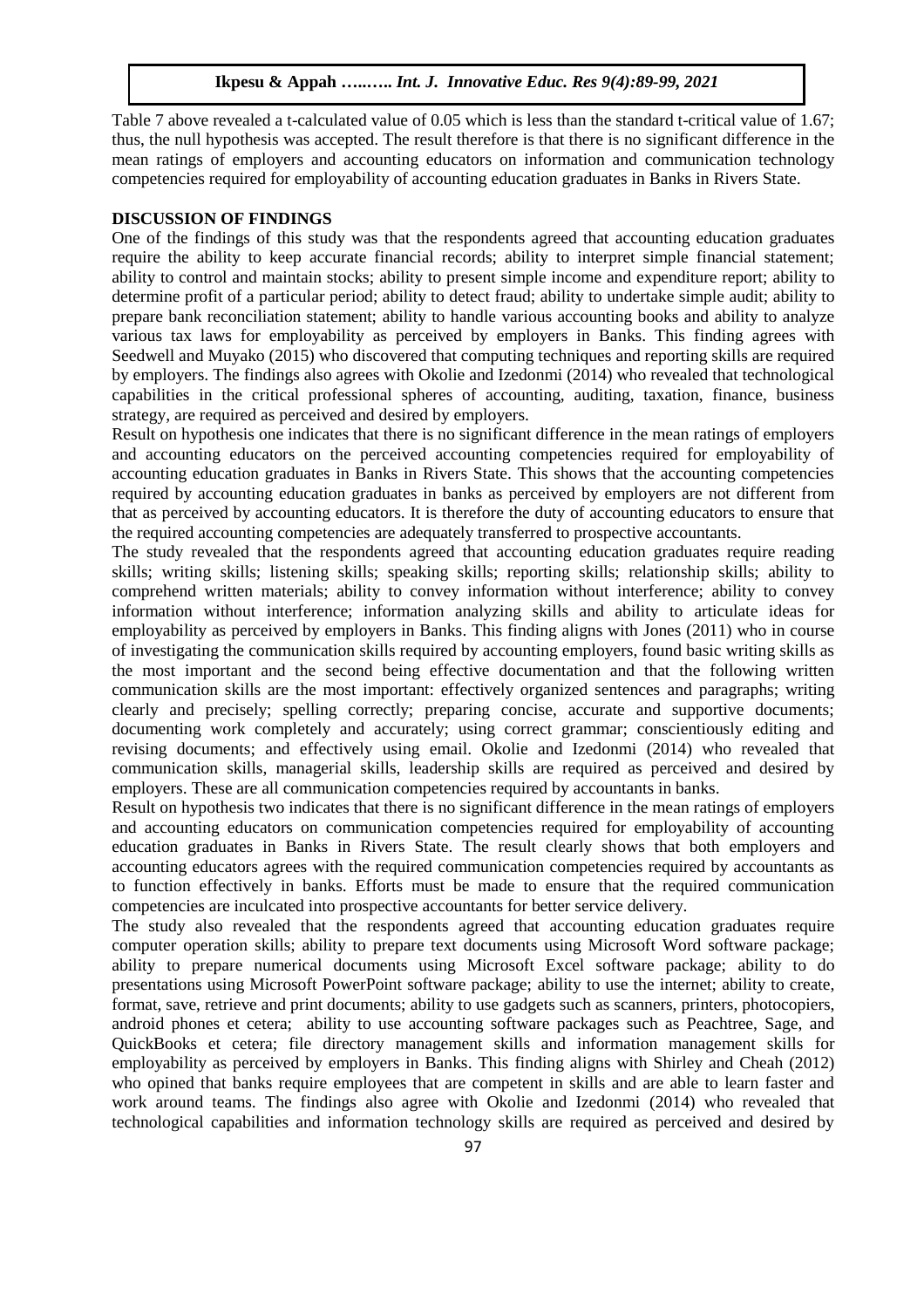Table 7 above revealed a t-calculated value of 0.05 which is less than the standard t-critical value of 1.67; thus, the null hypothesis was accepted. The result therefore is that there is no significant difference in the mean ratings of employers and accounting educators on information and communication technology competencies required for employability of accounting education graduates in Banks in Rivers State.

## DISCUSSION OF FINDINGS

One of the findings of this study was that the respondents agreed that accounting education graduates require the ability to keep accurate financial records; ability to interpret simple financial statement; ability to control and maintain stocks; ability to present simple income and expenditure report; ability to determine profit of a particular period; ability to detect fraud; ability to undertake simple audit; ability to prepare bank reconciliation statement; ability to handle various accounting books and ability to analyze various tax laws for employability as perceived by employers in Banks. This finding agrees with Seedwell and Muyako (2015) who discovered that computing techniques and reporting skills are required by employers. The findings also agrees with Okolie and Izedonmi (2014) who revealed that technological capabilities in the critical professional spheres of accounting, auditing, taxation, finance, business strategy, are required as perceived and desired by employers.

Result on hypothesis one indicates that there is no significant difference in the mean ratings of employers and accounting educators on the perceived accounting competencies required for employability of accounting education graduates in Banks in Rivers State. This shows that the accounting competencies required by accounting education graduates in banks as perceived by employers are not different from that as perceived by accounting educators. It is therefore the duty of accounting educators to ensure that the required accounting competencies are adequately transferred to prospective accountants.

The study revealed that the respondents agreed that accounting education graduates require reading skills; writing skills; listening skills; speaking skills; reporting skills; relationship skills; ability to comprehend written materials; ability to convey information without interference; ability to convey information without interference; information analyzing skills and ability to articulate ideas for employability as perceived by employers in Banks. This finding aligns with Jones (2011) who in course of investigating the communication skills required by accounting employers, found basic writing skills as the most important and the second being effective documentation and that the following written communication skills are the most important: effectively organized sentences and paragraphs; writing clearly and precisely; spelling correctly; preparing concise, accurate and supportive documents; documenting work completely and accurately; using correct grammar; conscientiously editing and revising documents; and effectively using email. Okolie and Izedonmi (2014) who revealed that communication skills, managerial skills, leadership skills are required as perceived and desired by employers. These are all communication competencies required by accountants in banks.

Result on hypothesis two indicates that there is no significant difference in the mean ratings of employers and accounting educators on communication competencies required for employability of accounting education graduates in Banks in Rivers State. The result clearly shows that both employers and accounting educators agrees with the required communication competencies required by accountants as to function effectively in banks. Efforts must be made to ensure that the required communication competencies are inculcated into prospective accountants for better service delivery.

The study also revealed that the respondents agreed that accounting education graduates require computer operation skills; ability to prepare text documents using Microsoft Word software package; ability to prepare numerical documents using Microsoft Excel software package; ability to do presentations using Microsoft PowerPoint software package; ability to use the internet; ability to create, format, save, retrieve and print documents; ability to use gadgets such as scanners, printers, photocopiers, android phones et cetera; ability to use accounting software packages such as Peachtree, Sage, and QuickBooks et cetera; file directory management skills and information management skills for employability as perceived by employers in Banks. This finding aligns with Shirley and Cheah (2012) who opined that banks require employees that are competent in skills and are able to learn faster and work around teams. The findings also agree with Okolie and Izedonmi (2014) who revealed that technological capabilities and information technology skills are required as perceived and desired by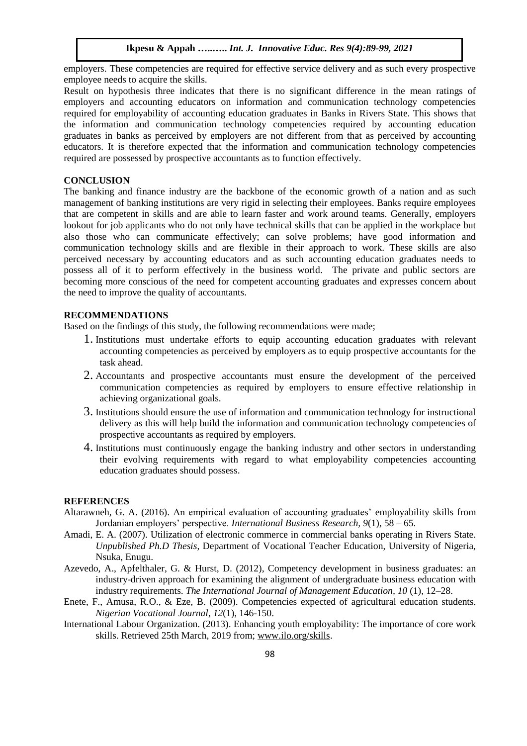employers. These competencies are required for effective service delivery and as such every prospective employee needs to acquire the skills.

Result on hypothesis three indicates that there is no significant difference in the mean ratings of employers and accounting educators on information and communication technology competencies required for employability of accounting education graduates in Banks in Rivers State. This shows that the information and communication technology competencies required by accounting education graduates in banks as perceived by employers are not different from that as perceived by accounting educators. It is therefore expected that the information and communication technology competencies required are possessed by prospective accountants as to function effectively.

## CONCLUSION

The banking and finance industry are the backbone of the economic growth of a nation and as such management of banking institutions are very rigid in selecting their employees. Banks require employees that are competent in skills and are able to learn faster and work around teams. Generally, employers lookout for job applicants who do not only have technical skills that can be applied in the workplace but also those who can communicate effectively; can solve problems; have good information and communication technology skills and are flexible in their approach to work. These skills are also perceived necessary by accounting educators and as such accounting education graduates needs to possess all of it to perform effectively in the business world. The private and public sectors are becoming more conscious of the need for competent accounting graduates and expresses concern about the need to improve the quality of accountants.

## RECOMMENDATIONS

Based on the findings of this study, the following recommendations were made;

1. Institutions must undertake efforts to equip accounting education graduates with relevant accounting competencies as perceived by employers as to equip prospective accountants for the task ahead.
2. Accountants and prospective accountants must ensure the development of the perceived communication competencies as required by employers to ensure effective relationship in achieving organizational goals.
3. Institutions should ensure the use of information and communication technology for instructional delivery as this will help build the information and communication technology competencies of prospective accountants as required by employers.
4. Institutions must continuously engage the banking industry and other sectors in understanding their evolving requirements with regard to what employability competencies accounting education graduates should possess.

## REFERENCES

Altarawneh, G. A. (2016). An empirical evaluation of accounting graduates' employability skills from Jordanian employers' perspective. *International Business Research, 9*(1), 58 – 65.

Amadi, E. A. (2007). Utilization of electronic commerce in commercial banks operating in Rivers State. *Unpublished Ph.D Thesis*, Department of Vocational Teacher Education, University of Nigeria, Nsuka, Enugu.

Azevedo, A., Apfelthaler, G. & Hurst, D. (2012), Competency development in business graduates: an industry-driven approach for examining the alignment of undergraduate business education with industry requirements. *The International Journal of Management Education, 10* (1), 12–28.

Enete, F., Amusa, R.O., & Eze, B. (2009). Competencies expected of agricultural education students. *Nigerian Vocational Journal, 12*(1), 146-150.

International Labour Organization. (2013). Enhancing youth employability: The importance of core work skills. Retrieved 25th March, 2019 from; www.ilo.org/skills.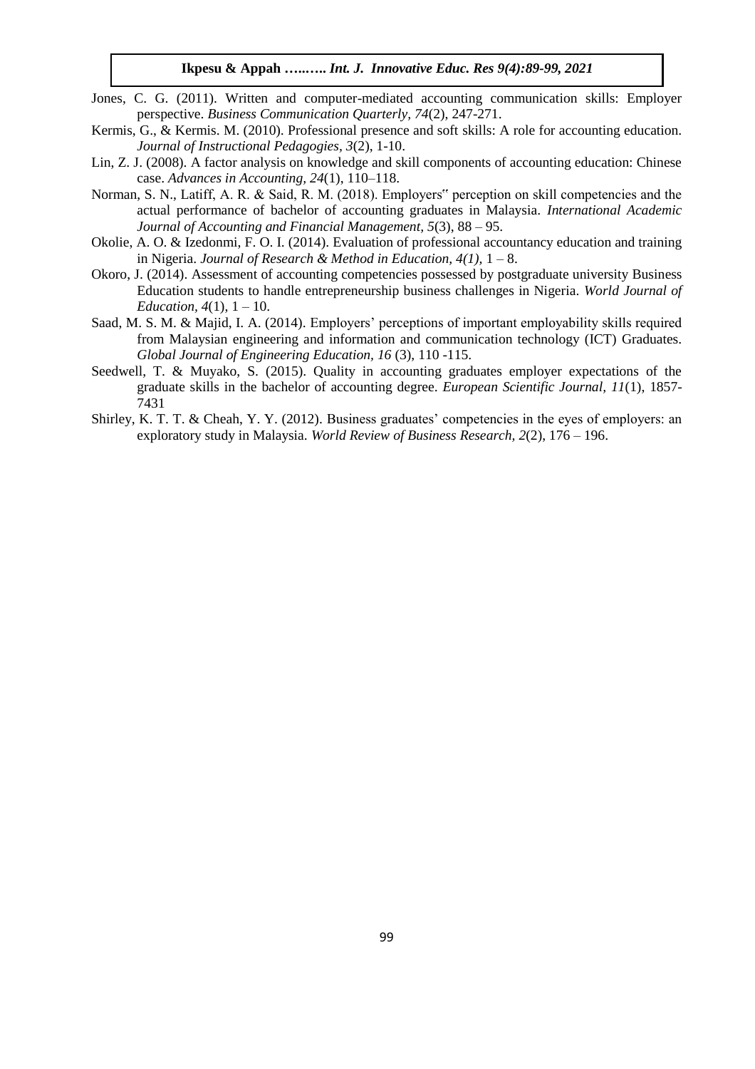Jones, C. G. (2011). Written and computer-mediated accounting communication skills: Employer perspective. *Business Communication Quarterly, 74*(2), 247-271.

Kermis, G., & Kermis. M. (2010). Professional presence and soft skills: A role for accounting education. *Journal of Instructional Pedagogies, 3*(2), 1-10.

Lin, Z. J. (2008). A factor analysis on knowledge and skill components of accounting education: Chinese case. *Advances in Accounting, 24*(1), 110–118.

Norman, S. N., Latiff, A. R. & Said, R. M. (2018). Employers‟ perception on skill competencies and the actual performance of bachelor of accounting graduates in Malaysia. *International Academic Journal of Accounting and Financial Management, 5*(3), 88 – 95.

Okolie, A. O. & Izedonmi, F. O. I. (2014). Evaluation of professional accountancy education and training in Nigeria. *Journal of Research & Method in Education, 4(1),* 1 – 8.

Okoro, J. (2014). Assessment of accounting competencies possessed by postgraduate university Business Education students to handle entrepreneurship business challenges in Nigeria. *World Journal of Education, 4*(1), 1 – 10.

Saad, M. S. M. & Majid, I. A. (2014). Employers' perceptions of important employability skills required from Malaysian engineering and information and communication technology (ICT) Graduates. *Global Journal of Engineering Education, 16* (3), 110 -115.

Seedwell, T. & Muyako, S. (2015). Quality in accounting graduates employer expectations of the graduate skills in the bachelor of accounting degree. *European Scientific Journal, 11*(1), 1857-7431

Shirley, K. T. T. & Cheah, Y. Y. (2012). Business graduates' competencies in the eyes of employers: an exploratory study in Malaysia. *World Review of Business Research, 2*(2), 176 – 196.